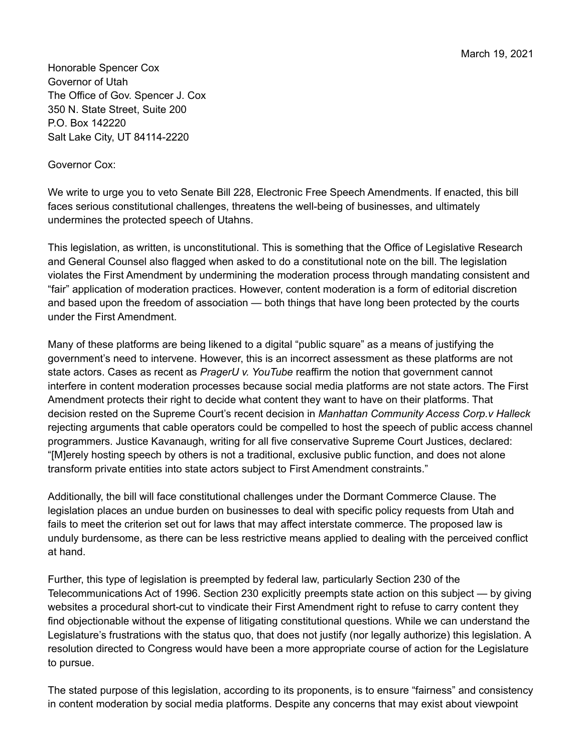March 19, 2021

Honorable Spencer Cox
Governor of Utah
The Office of Gov. Spencer J. Cox
350 N. State Street, Suite 200
P.O. Box 142220
Salt Lake City, UT 84114-2220

Governor Cox:

We write to urge you to veto Senate Bill 228, Electronic Free Speech Amendments. If enacted, this bill faces serious constitutional challenges, threatens the well-being of businesses, and ultimately undermines the protected speech of Utahns.

This legislation, as written, is unconstitutional. This is something that the Office of Legislative Research and General Counsel also flagged when asked to do a constitutional note on the bill. The legislation violates the First Amendment by undermining the moderation process through mandating consistent and "fair" application of moderation practices. However, content moderation is a form of editorial discretion and based upon the freedom of association — both things that have long been protected by the courts under the First Amendment.

Many of these platforms are being likened to a digital "public square" as a means of justifying the government's need to intervene. However, this is an incorrect assessment as these platforms are not state actors. Cases as recent as *PragerU v. YouTube* reaffirm the notion that government cannot interfere in content moderation processes because social media platforms are not state actors. The First Amendment protects their right to decide what content they want to have on their platforms. That decision rested on the Supreme Court's recent decision in *Manhattan Community Access Corp.v Halleck* rejecting arguments that cable operators could be compelled to host the speech of public access channel programmers. Justice Kavanaugh, writing for all five conservative Supreme Court Justices, declared: "[M]erely hosting speech by others is not a traditional, exclusive public function, and does not alone transform private entities into state actors subject to First Amendment constraints."

Additionally, the bill will face constitutional challenges under the Dormant Commerce Clause. The legislation places an undue burden on businesses to deal with specific policy requests from Utah and fails to meet the criterion set out for laws that may affect interstate commerce. The proposed law is unduly burdensome, as there can be less restrictive means applied to dealing with the perceived conflict at hand.

Further, this type of legislation is preempted by federal law, particularly Section 230 of the Telecommunications Act of 1996. Section 230 explicitly preempts state action on this subject — by giving websites a procedural short-cut to vindicate their First Amendment right to refuse to carry content they find objectionable without the expense of litigating constitutional questions. While we can understand the Legislature's frustrations with the status quo, that does not justify (nor legally authorize) this legislation. A resolution directed to Congress would have been a more appropriate course of action for the Legislature to pursue.

The stated purpose of this legislation, according to its proponents, is to ensure "fairness" and consistency in content moderation by social media platforms. Despite any concerns that may exist about viewpoint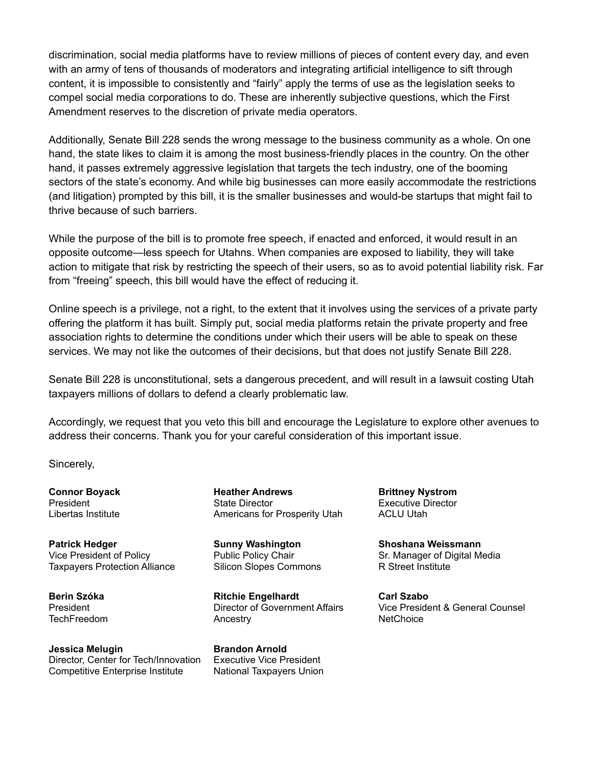discrimination, social media platforms have to review millions of pieces of content every day, and even with an army of tens of thousands of moderators and integrating artificial intelligence to sift through content, it is impossible to consistently and "fairly" apply the terms of use as the legislation seeks to compel social media corporations to do. These are inherently subjective questions, which the First Amendment reserves to the discretion of private media operators.

Additionally, Senate Bill 228 sends the wrong message to the business community as a whole. On one hand, the state likes to claim it is among the most business-friendly places in the country. On the other hand, it passes extremely aggressive legislation that targets the tech industry, one of the booming sectors of the state's economy. And while big businesses can more easily accommodate the restrictions (and litigation) prompted by this bill, it is the smaller businesses and would-be startups that might fail to thrive because of such barriers.

While the purpose of the bill is to promote free speech, if enacted and enforced, it would result in an opposite outcome—less speech for Utahns. When companies are exposed to liability, they will take action to mitigate that risk by restricting the speech of their users, so as to avoid potential liability risk. Far from "freeing" speech, this bill would have the effect of reducing it.

Online speech is a privilege, not a right, to the extent that it involves using the services of a private party offering the platform it has built. Simply put, social media platforms retain the private property and free association rights to determine the conditions under which their users will be able to speak on these services. We may not like the outcomes of their decisions, but that does not justify Senate Bill 228.

Senate Bill 228 is unconstitutional, sets a dangerous precedent, and will result in a lawsuit costing Utah taxpayers millions of dollars to defend a clearly problematic law.

Accordingly, we request that you veto this bill and encourage the Legislature to explore other avenues to address their concerns. Thank you for your careful consideration of this important issue.

Sincerely,

**Connor Boyack**
President
Libertas Institute

**Heather Andrews**
State Director
Americans for Prosperity Utah

**Brittney Nystrom**
Executive Director
ACLU Utah

**Patrick Hedger**
Vice President of Policy
Taxpayers Protection Alliance

**Sunny Washington**
Public Policy Chair
Silicon Slopes Commons

**Shoshana Weissmann**
Sr. Manager of Digital Media
R Street Institute

**Berin Szóka**
President
TechFreedom

**Ritchie Engelhardt**
Director of Government Affairs
Ancestry

**Carl Szabo**
Vice President & General Counsel
NetChoice

**Jessica Melugin**
Director, Center for Tech/Innovation
Competitive Enterprise Institute

**Brandon Arnold**
Executive Vice President
National Taxpayers Union